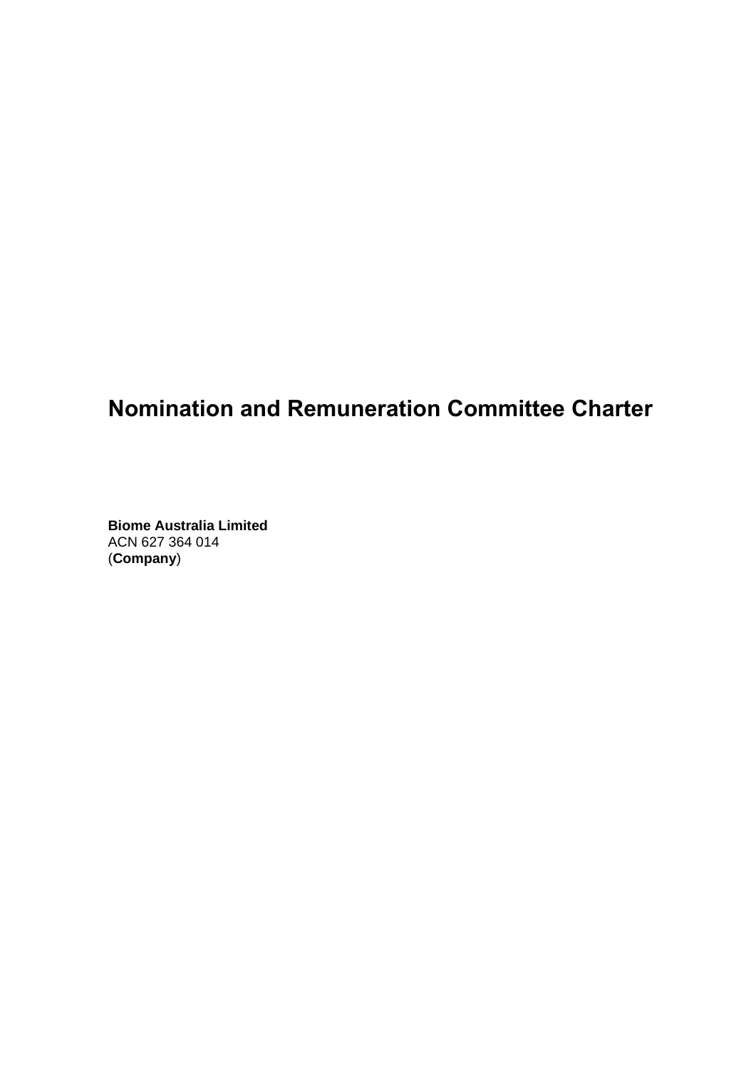# Nomination and Remuneration Committee Charter

**Biome Australia Limited**
ACN 627 364 014
(**Company**)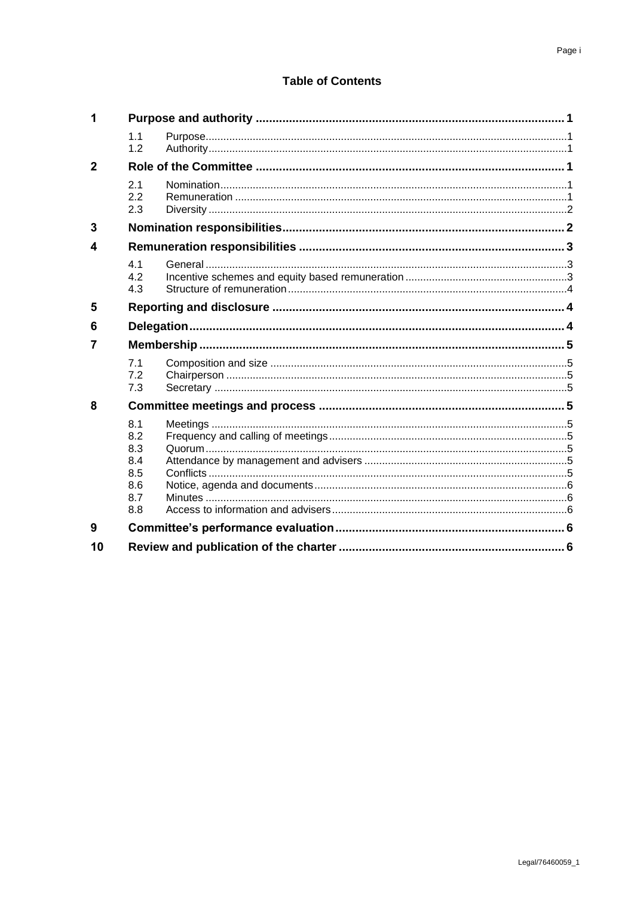**Table of Contents**

| | | | |
|---|---|---|---|
| **1** | **Purpose and authority** | | **1** |
| | 1.1 | Purpose | 1 |
| | 1.2 | Authority | 1 |
| **2** | **Role of the Committee** | | **1** |
| | 2.1 | Nomination | 1 |
| | 2.2 | Remuneration | 1 |
| | 2.3 | Diversity | 2 |
| **3** | **Nomination responsibilities** | | **2** |
| **4** | **Remuneration responsibilities** | | **3** |
| | 4.1 | General | 3 |
| | 4.2 | Incentive schemes and equity based remuneration | 3 |
| | 4.3 | Structure of remuneration | 4 |
| **5** | **Reporting and disclosure** | | **4** |
| **6** | **Delegation** | | **4** |
| **7** | **Membership** | | **5** |
| | 7.1 | Composition and size | 5 |
| | 7.2 | Chairperson | 5 |
| | 7.3 | Secretary | 5 |
| **8** | **Committee meetings and process** | | **5** |
| | 8.1 | Meetings | 5 |
| | 8.2 | Frequency and calling of meetings | 5 |
| | 8.3 | Quorum | 5 |
| | 8.4 | Attendance by management and advisers | 5 |
| | 8.5 | Conflicts | 5 |
| | 8.6 | Notice, agenda and documents | 6 |
| | 8.7 | Minutes | 6 |
| | 8.8 | Access to information and advisers | 6 |
| **9** | **Committee's performance evaluation** | | **6** |
| **10** | **Review and publication of the charter** | | **6** |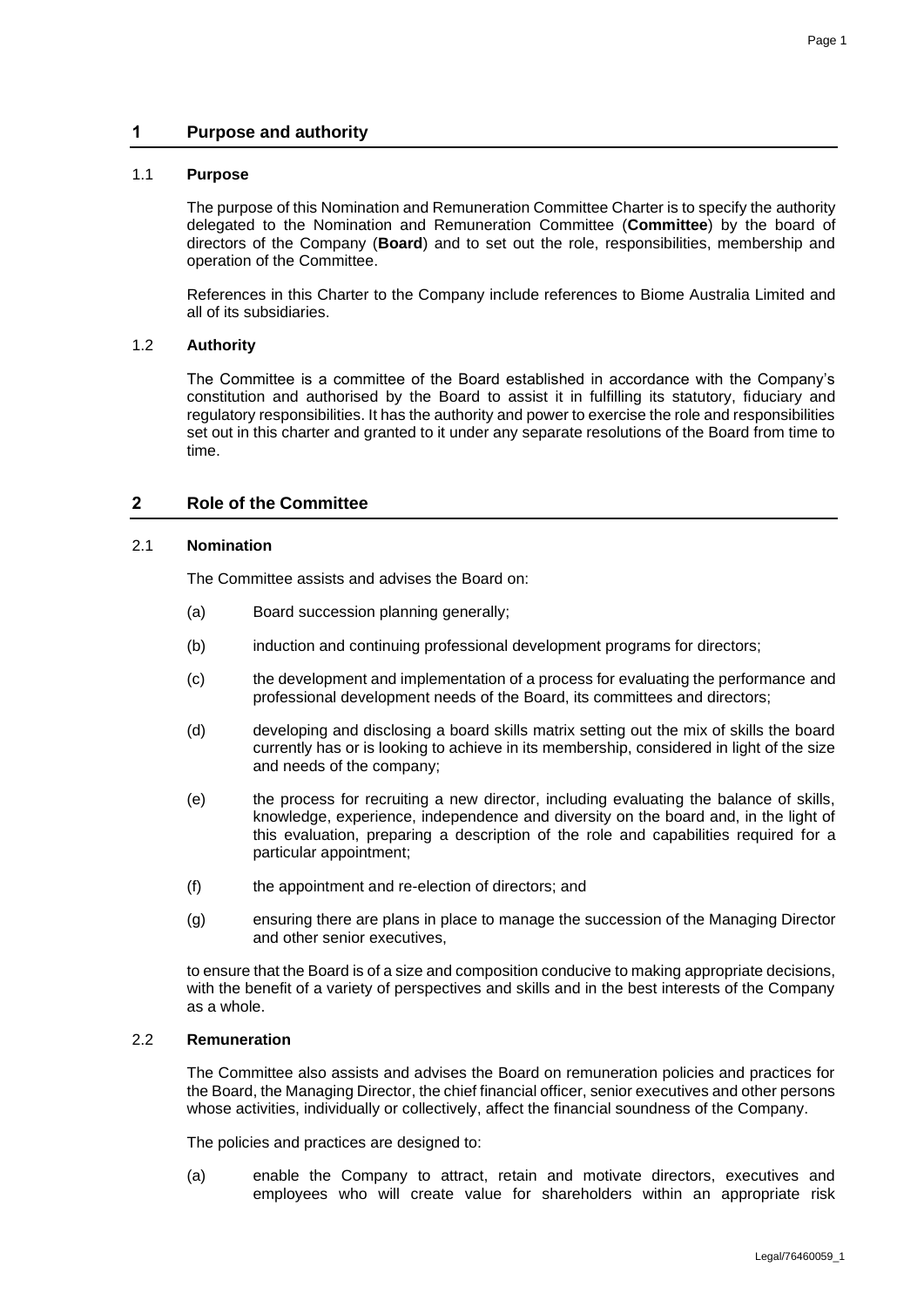## 1 Purpose and authority

### 1.1 Purpose

The purpose of this Nomination and Remuneration Committee Charter is to specify the authority delegated to the Nomination and Remuneration Committee (**Committee**) by the board of directors of the Company (**Board**) and to set out the role, responsibilities, membership and operation of the Committee.

References in this Charter to the Company include references to Biome Australia Limited and all of its subsidiaries.

### 1.2 Authority

The Committee is a committee of the Board established in accordance with the Company's constitution and authorised by the Board to assist it in fulfilling its statutory, fiduciary and regulatory responsibilities. It has the authority and power to exercise the role and responsibilities set out in this charter and granted to it under any separate resolutions of the Board from time to time.

## 2 Role of the Committee

### 2.1 Nomination

The Committee assists and advises the Board on:

(a) Board succession planning generally;

(b) induction and continuing professional development programs for directors;

(c) the development and implementation of a process for evaluating the performance and professional development needs of the Board, its committees and directors;

(d) developing and disclosing a board skills matrix setting out the mix of skills the board currently has or is looking to achieve in its membership, considered in light of the size and needs of the company;

(e) the process for recruiting a new director, including evaluating the balance of skills, knowledge, experience, independence and diversity on the board and, in the light of this evaluation, preparing a description of the role and capabilities required for a particular appointment;

(f) the appointment and re-election of directors; and

(g) ensuring there are plans in place to manage the succession of the Managing Director and other senior executives,

to ensure that the Board is of a size and composition conducive to making appropriate decisions, with the benefit of a variety of perspectives and skills and in the best interests of the Company as a whole.

### 2.2 Remuneration

The Committee also assists and advises the Board on remuneration policies and practices for the Board, the Managing Director, the chief financial officer, senior executives and other persons whose activities, individually or collectively, affect the financial soundness of the Company.

The policies and practices are designed to:

(a) enable the Company to attract, retain and motivate directors, executives and employees who will create value for shareholders within an appropriate risk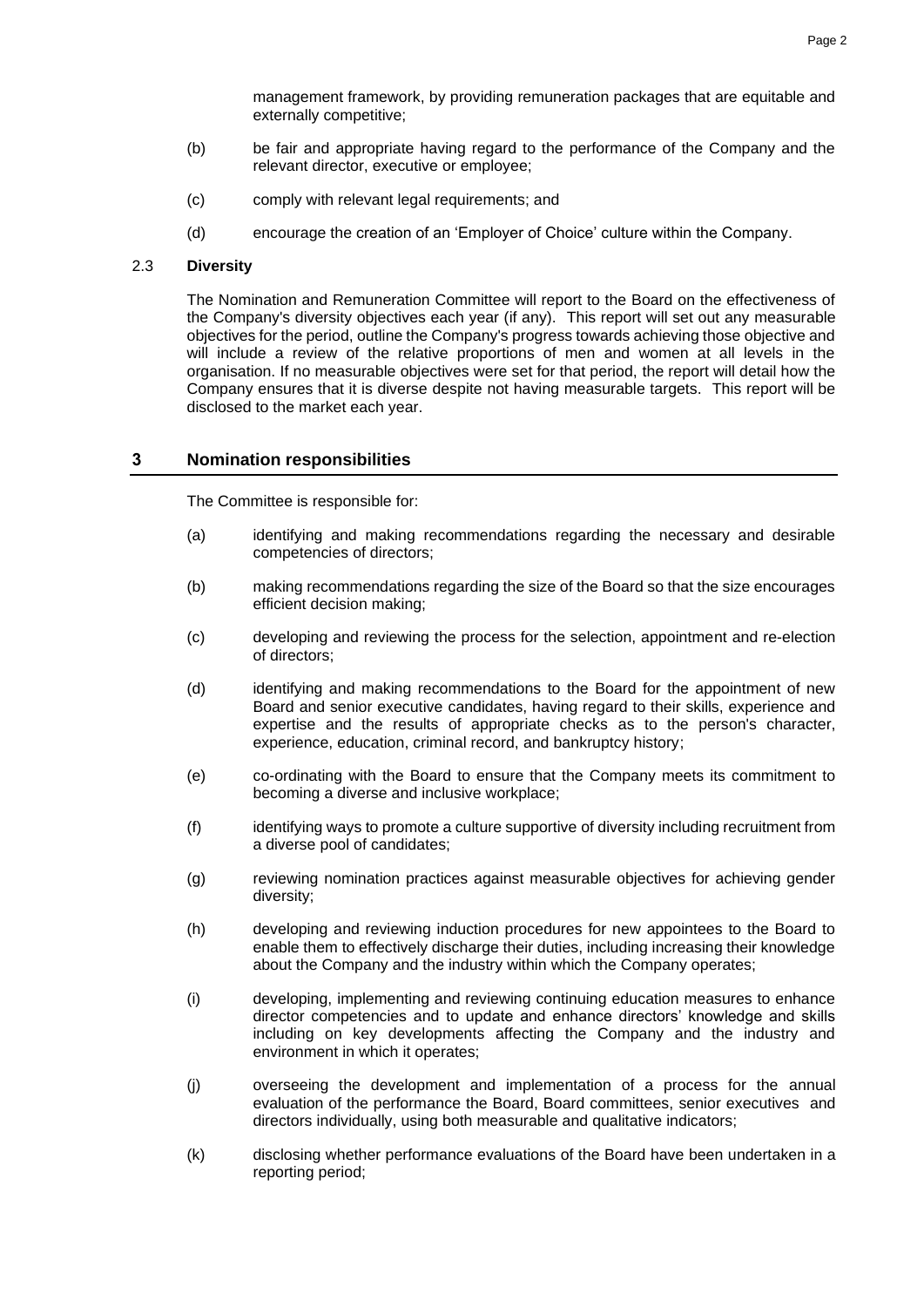management framework, by providing remuneration packages that are equitable and externally competitive;

(b) be fair and appropriate having regard to the performance of the Company and the relevant director, executive or employee;

(c) comply with relevant legal requirements; and

(d) encourage the creation of an 'Employer of Choice' culture within the Company.

### 2.3 Diversity

The Nomination and Remuneration Committee will report to the Board on the effectiveness of the Company's diversity objectives each year (if any). This report will set out any measurable objectives for the period, outline the Company's progress towards achieving those objective and will include a review of the relative proportions of men and women at all levels in the organisation. If no measurable objectives were set for that period, the report will detail how the Company ensures that it is diverse despite not having measurable targets. This report will be disclosed to the market each year.

## 3 Nomination responsibilities

The Committee is responsible for:

(a) identifying and making recommendations regarding the necessary and desirable competencies of directors;

(b) making recommendations regarding the size of the Board so that the size encourages efficient decision making;

(c) developing and reviewing the process for the selection, appointment and re-election of directors;

(d) identifying and making recommendations to the Board for the appointment of new Board and senior executive candidates, having regard to their skills, experience and expertise and the results of appropriate checks as to the person's character, experience, education, criminal record, and bankruptcy history;

(e) co-ordinating with the Board to ensure that the Company meets its commitment to becoming a diverse and inclusive workplace;

(f) identifying ways to promote a culture supportive of diversity including recruitment from a diverse pool of candidates;

(g) reviewing nomination practices against measurable objectives for achieving gender diversity;

(h) developing and reviewing induction procedures for new appointees to the Board to enable them to effectively discharge their duties, including increasing their knowledge about the Company and the industry within which the Company operates;

(i) developing, implementing and reviewing continuing education measures to enhance director competencies and to update and enhance directors' knowledge and skills including on key developments affecting the Company and the industry and environment in which it operates;

(j) overseeing the development and implementation of a process for the annual evaluation of the performance the Board, Board committees, senior executives and directors individually, using both measurable and qualitative indicators;

(k) disclosing whether performance evaluations of the Board have been undertaken in a reporting period;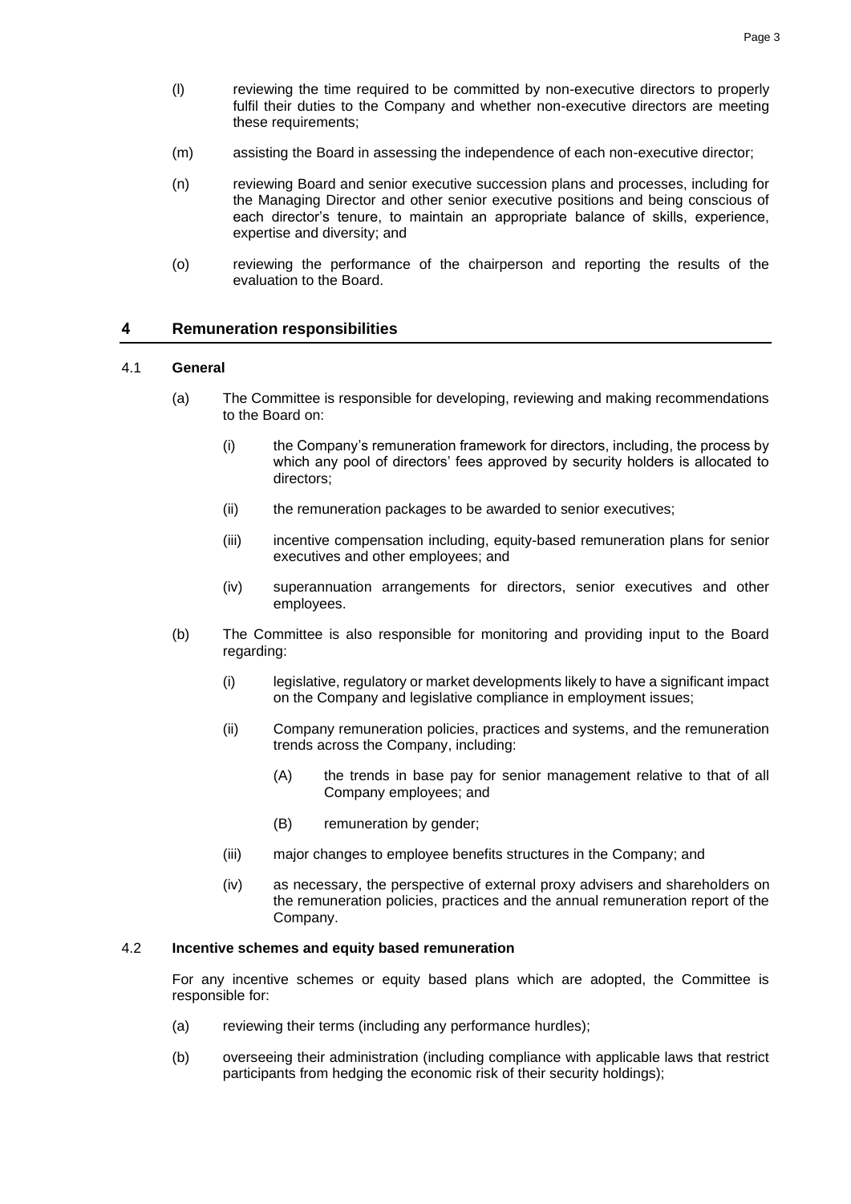(l) reviewing the time required to be committed by non-executive directors to properly fulfil their duties to the Company and whether non-executive directors are meeting these requirements;

(m) assisting the Board in assessing the independence of each non-executive director;

(n) reviewing Board and senior executive succession plans and processes, including for the Managing Director and other senior executive positions and being conscious of each director's tenure, to maintain an appropriate balance of skills, experience, expertise and diversity; and

(o) reviewing the performance of the chairperson and reporting the results of the evaluation to the Board.

## 4 Remuneration responsibilities

### 4.1 General

(a) The Committee is responsible for developing, reviewing and making recommendations to the Board on:

(i) the Company's remuneration framework for directors, including, the process by which any pool of directors' fees approved by security holders is allocated to directors;

(ii) the remuneration packages to be awarded to senior executives;

(iii) incentive compensation including, equity-based remuneration plans for senior executives and other employees; and

(iv) superannuation arrangements for directors, senior executives and other employees.

(b) The Committee is also responsible for monitoring and providing input to the Board regarding:

(i) legislative, regulatory or market developments likely to have a significant impact on the Company and legislative compliance in employment issues;

(ii) Company remuneration policies, practices and systems, and the remuneration trends across the Company, including:

(A) the trends in base pay for senior management relative to that of all Company employees; and

(B) remuneration by gender;

(iii) major changes to employee benefits structures in the Company; and

(iv) as necessary, the perspective of external proxy advisers and shareholders on the remuneration policies, practices and the annual remuneration report of the Company.

### 4.2 Incentive schemes and equity based remuneration

For any incentive schemes or equity based plans which are adopted, the Committee is responsible for:

(a) reviewing their terms (including any performance hurdles);

(b) overseeing their administration (including compliance with applicable laws that restrict participants from hedging the economic risk of their security holdings);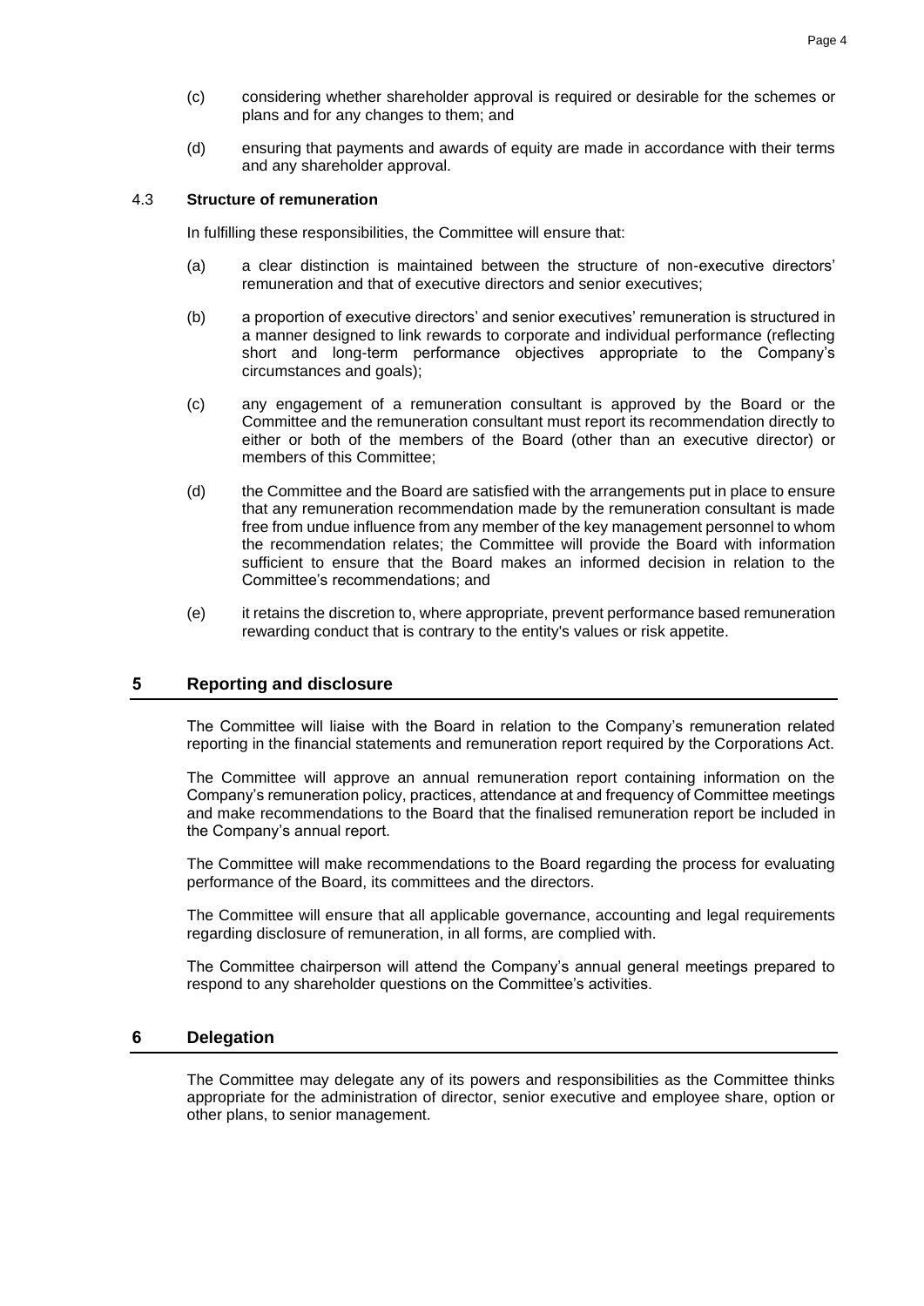(c) considering whether shareholder approval is required or desirable for the schemes or plans and for any changes to them; and

(d) ensuring that payments and awards of equity are made in accordance with their terms and any shareholder approval.

### 4.3 Structure of remuneration

In fulfilling these responsibilities, the Committee will ensure that:

(a) a clear distinction is maintained between the structure of non-executive directors' remuneration and that of executive directors and senior executives;

(b) a proportion of executive directors' and senior executives' remuneration is structured in a manner designed to link rewards to corporate and individual performance (reflecting short and long-term performance objectives appropriate to the Company's circumstances and goals);

(c) any engagement of a remuneration consultant is approved by the Board or the Committee and the remuneration consultant must report its recommendation directly to either or both of the members of the Board (other than an executive director) or members of this Committee;

(d) the Committee and the Board are satisfied with the arrangements put in place to ensure that any remuneration recommendation made by the remuneration consultant is made free from undue influence from any member of the key management personnel to whom the recommendation relates; the Committee will provide the Board with information sufficient to ensure that the Board makes an informed decision in relation to the Committee's recommendations; and

(e) it retains the discretion to, where appropriate, prevent performance based remuneration rewarding conduct that is contrary to the entity's values or risk appetite.

## 5 Reporting and disclosure

The Committee will liaise with the Board in relation to the Company's remuneration related reporting in the financial statements and remuneration report required by the Corporations Act.

The Committee will approve an annual remuneration report containing information on the Company's remuneration policy, practices, attendance at and frequency of Committee meetings and make recommendations to the Board that the finalised remuneration report be included in the Company's annual report.

The Committee will make recommendations to the Board regarding the process for evaluating performance of the Board, its committees and the directors.

The Committee will ensure that all applicable governance, accounting and legal requirements regarding disclosure of remuneration, in all forms, are complied with.

The Committee chairperson will attend the Company's annual general meetings prepared to respond to any shareholder questions on the Committee's activities.

## 6 Delegation

The Committee may delegate any of its powers and responsibilities as the Committee thinks appropriate for the administration of director, senior executive and employee share, option or other plans, to senior management.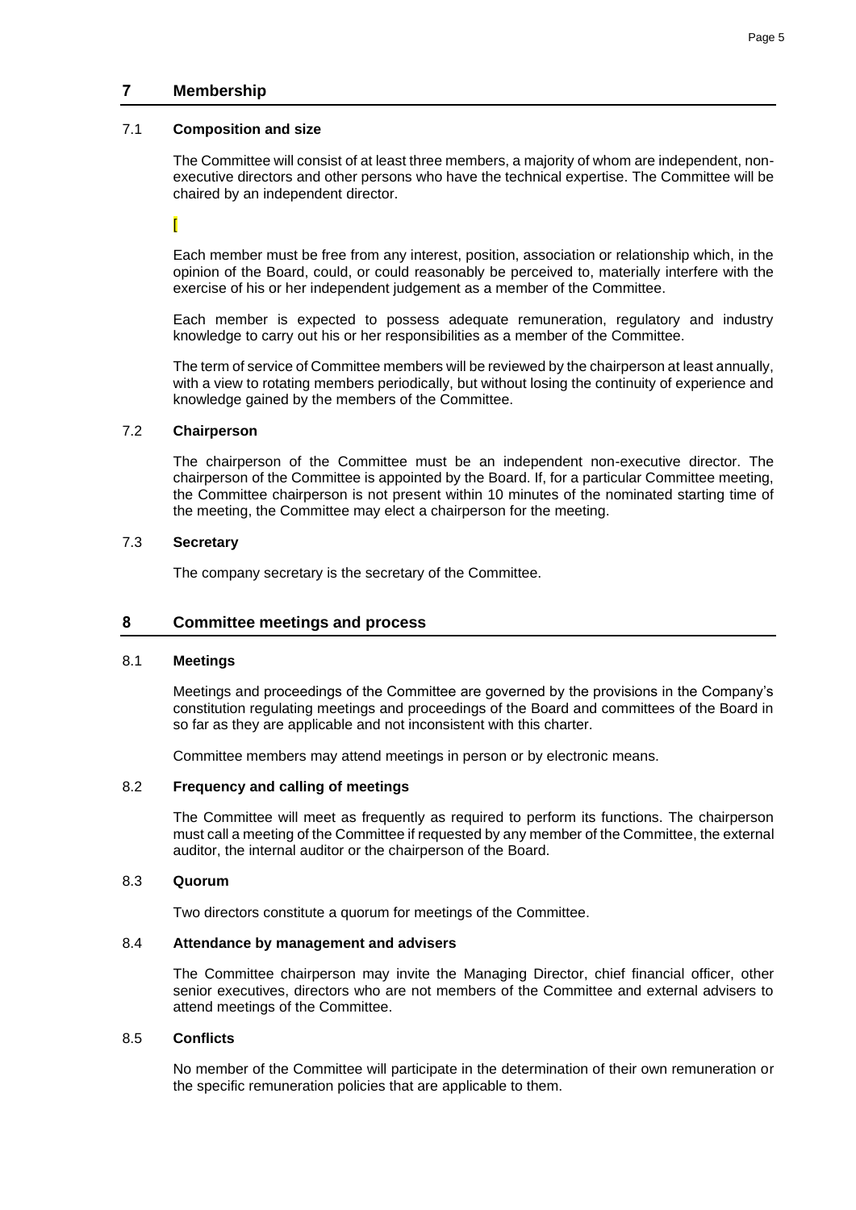## 7 Membership

### 7.1 Composition and size

The Committee will consist of at least three members, a majority of whom are independent, non-executive directors and other persons who have the technical expertise. The Committee will be chaired by an independent director.

[

Each member must be free from any interest, position, association or relationship which, in the opinion of the Board, could, or could reasonably be perceived to, materially interfere with the exercise of his or her independent judgement as a member of the Committee.

Each member is expected to possess adequate remuneration, regulatory and industry knowledge to carry out his or her responsibilities as a member of the Committee.

The term of service of Committee members will be reviewed by the chairperson at least annually, with a view to rotating members periodically, but without losing the continuity of experience and knowledge gained by the members of the Committee.

### 7.2 Chairperson

The chairperson of the Committee must be an independent non-executive director. The chairperson of the Committee is appointed by the Board. If, for a particular Committee meeting, the Committee chairperson is not present within 10 minutes of the nominated starting time of the meeting, the Committee may elect a chairperson for the meeting.

### 7.3 Secretary

The company secretary is the secretary of the Committee.

## 8 Committee meetings and process

### 8.1 Meetings

Meetings and proceedings of the Committee are governed by the provisions in the Company's constitution regulating meetings and proceedings of the Board and committees of the Board in so far as they are applicable and not inconsistent with this charter.

Committee members may attend meetings in person or by electronic means.

### 8.2 Frequency and calling of meetings

The Committee will meet as frequently as required to perform its functions. The chairperson must call a meeting of the Committee if requested by any member of the Committee, the external auditor, the internal auditor or the chairperson of the Board.

### 8.3 Quorum

Two directors constitute a quorum for meetings of the Committee.

### 8.4 Attendance by management and advisers

The Committee chairperson may invite the Managing Director, chief financial officer, other senior executives, directors who are not members of the Committee and external advisers to attend meetings of the Committee.

### 8.5 Conflicts

No member of the Committee will participate in the determination of their own remuneration or the specific remuneration policies that are applicable to them.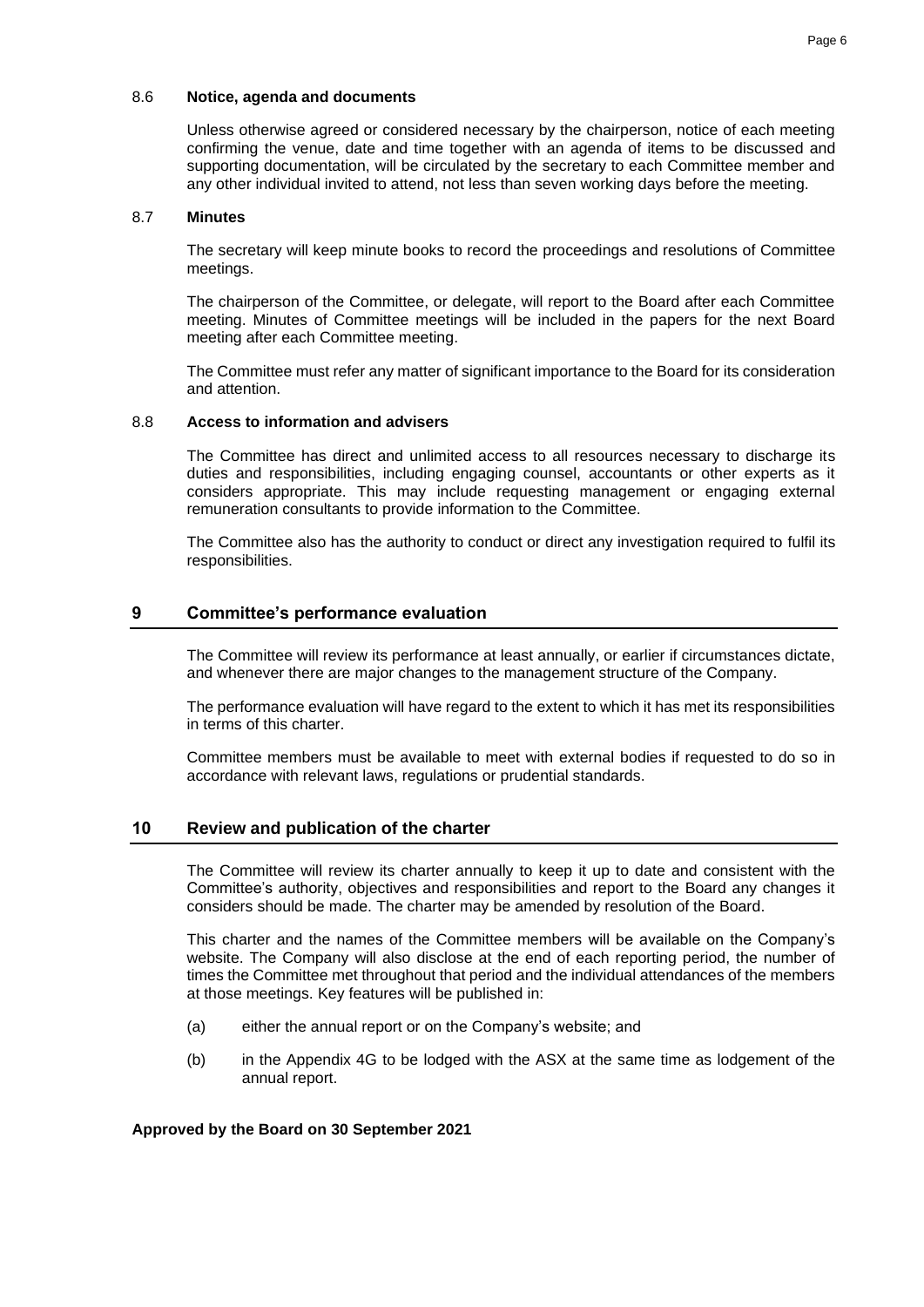### 8.6 Notice, agenda and documents

Unless otherwise agreed or considered necessary by the chairperson, notice of each meeting confirming the venue, date and time together with an agenda of items to be discussed and supporting documentation, will be circulated by the secretary to each Committee member and any other individual invited to attend, not less than seven working days before the meeting.

### 8.7 Minutes

The secretary will keep minute books to record the proceedings and resolutions of Committee meetings.

The chairperson of the Committee, or delegate, will report to the Board after each Committee meeting. Minutes of Committee meetings will be included in the papers for the next Board meeting after each Committee meeting.

The Committee must refer any matter of significant importance to the Board for its consideration and attention.

### 8.8 Access to information and advisers

The Committee has direct and unlimited access to all resources necessary to discharge its duties and responsibilities, including engaging counsel, accountants or other experts as it considers appropriate. This may include requesting management or engaging external remuneration consultants to provide information to the Committee.

The Committee also has the authority to conduct or direct any investigation required to fulfil its responsibilities.

## 9 Committee's performance evaluation

The Committee will review its performance at least annually, or earlier if circumstances dictate, and whenever there are major changes to the management structure of the Company.

The performance evaluation will have regard to the extent to which it has met its responsibilities in terms of this charter.

Committee members must be available to meet with external bodies if requested to do so in accordance with relevant laws, regulations or prudential standards.

## 10 Review and publication of the charter

The Committee will review its charter annually to keep it up to date and consistent with the Committee's authority, objectives and responsibilities and report to the Board any changes it considers should be made. The charter may be amended by resolution of the Board.

This charter and the names of the Committee members will be available on the Company's website. The Company will also disclose at the end of each reporting period, the number of times the Committee met throughout that period and the individual attendances of the members at those meetings. Key features will be published in:

(a) either the annual report or on the Company's website; and

(b) in the Appendix 4G to be lodged with the ASX at the same time as lodgement of the annual report.

**Approved by the Board on 30 September 2021**